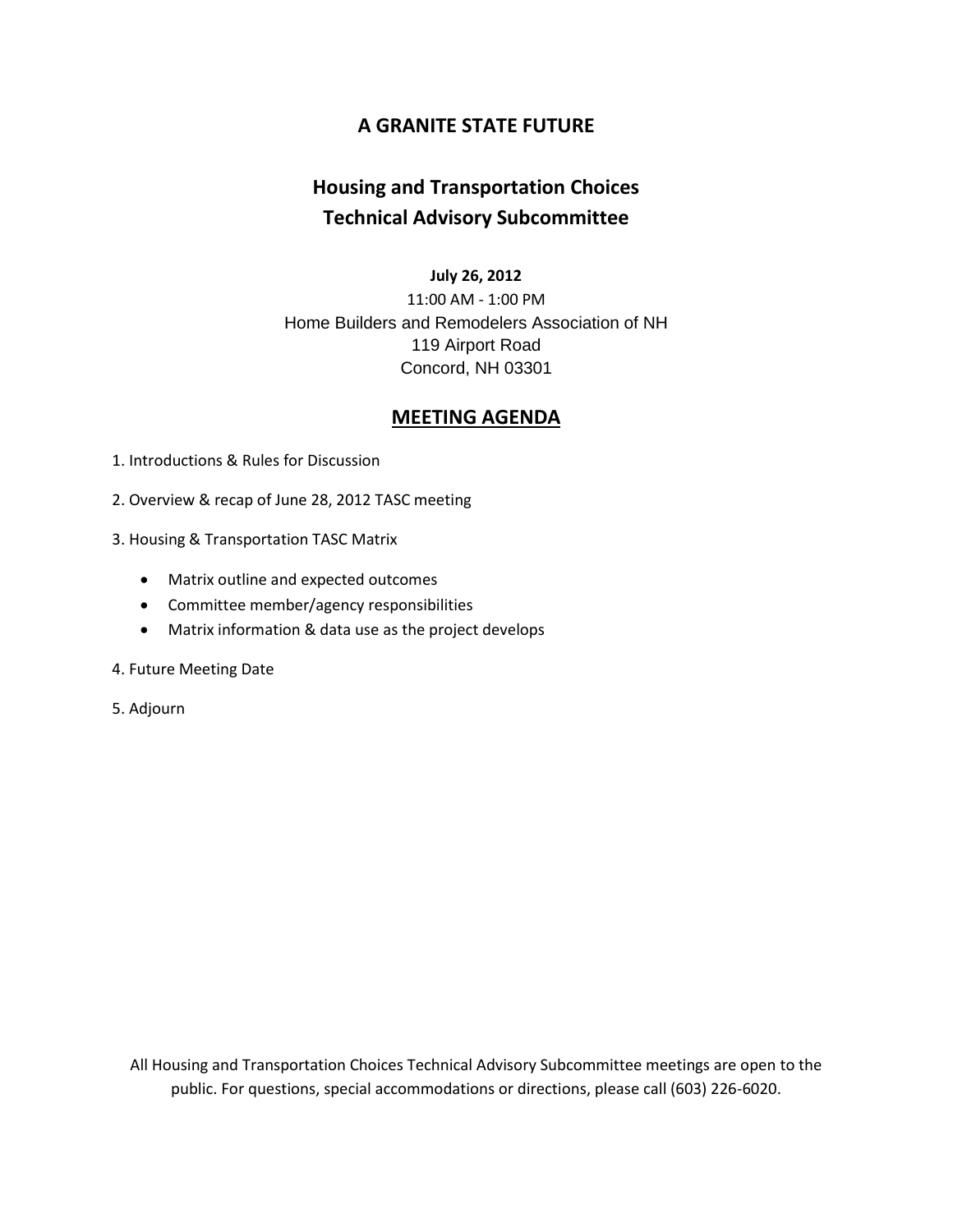# A GRANITE STATE FUTURE

## Housing and Transportation Choices
## Technical Advisory Subcommittee

**July 26, 2012**

11:00 AM - 1:00 PM

Home Builders and Remodelers Association of NH

119 Airport Road

Concord, NH 03301

## MEETING AGENDA

1. Introductions & Rules for Discussion
2. Overview & recap of June 28, 2012 TASC meeting
3. Housing & Transportation TASC Matrix
    - Matrix outline and expected outcomes
    - Committee member/agency responsibilities
    - Matrix information & data use as the project develops
4. Future Meeting Date
5. Adjourn

All Housing and Transportation Choices Technical Advisory Subcommittee meetings are open to the public. For questions, special accommodations or directions, please call (603) 226-6020.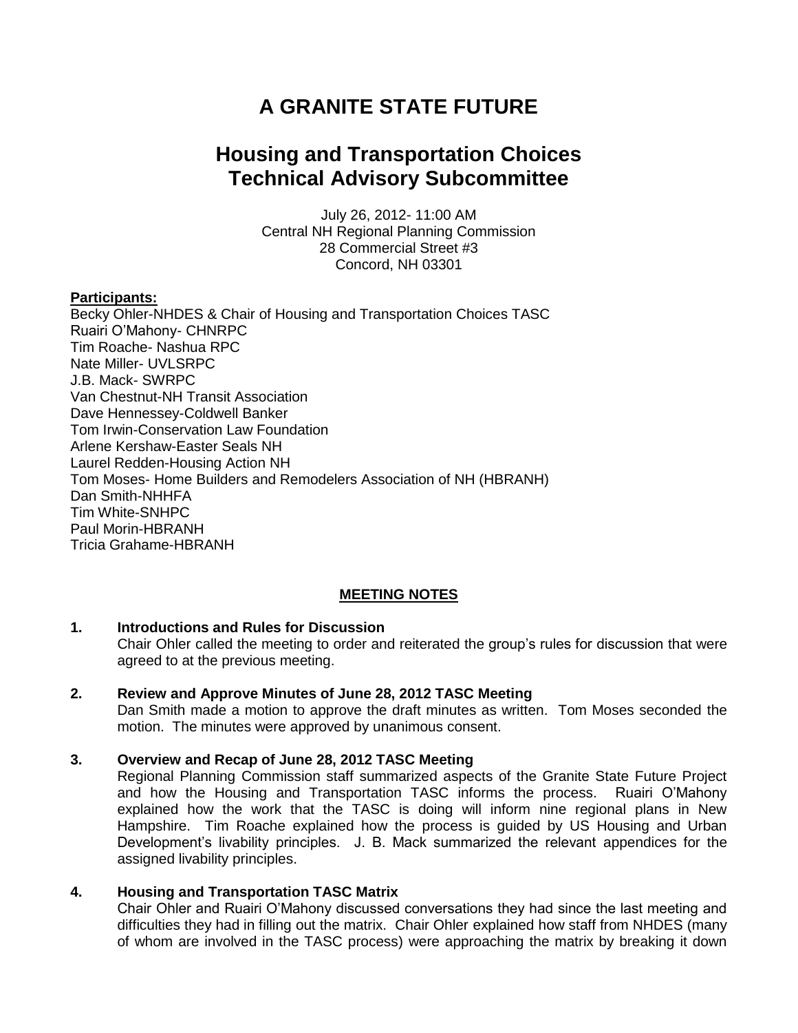# A GRANITE STATE FUTURE

## Housing and Transportation Choices Technical Advisory Subcommittee

July 26, 2012- 11:00 AM
Central NH Regional Planning Commission
28 Commercial Street #3
Concord, NH 03301

**Participants:**

Becky Ohler-NHDES & Chair of Housing and Transportation Choices TASC
Ruairi O'Mahony- CHNRPC
Tim Roache- Nashua RPC
Nate Miller- UVLSRPC
J.B. Mack- SWRPC
Van Chestnut-NH Transit Association
Dave Hennessey-Coldwell Banker
Tom Irwin-Conservation Law Foundation
Arlene Kershaw-Easter Seals NH
Laurel Redden-Housing Action NH
Tom Moses- Home Builders and Remodelers Association of NH (HBRANH)
Dan Smith-NHHFA
Tim White-SNHPC
Paul Morin-HBRANH
Tricia Grahame-HBRANH

**MEETING NOTES**

**1. Introductions and Rules for Discussion**

Chair Ohler called the meeting to order and reiterated the group's rules for discussion that were agreed to at the previous meeting.

**2. Review and Approve Minutes of June 28, 2012 TASC Meeting**

Dan Smith made a motion to approve the draft minutes as written. Tom Moses seconded the motion. The minutes were approved by unanimous consent.

**3. Overview and Recap of June 28, 2012 TASC Meeting**

Regional Planning Commission staff summarized aspects of the Granite State Future Project and how the Housing and Transportation TASC informs the process. Ruairi O'Mahony explained how the work that the TASC is doing will inform nine regional plans in New Hampshire. Tim Roache explained how the process is guided by US Housing and Urban Development's livability principles. J. B. Mack summarized the relevant appendices for the assigned livability principles.

**4. Housing and Transportation TASC Matrix**

Chair Ohler and Ruairi O'Mahony discussed conversations they had since the last meeting and difficulties they had in filling out the matrix. Chair Ohler explained how staff from NHDES (many of whom are involved in the TASC process) were approaching the matrix by breaking it down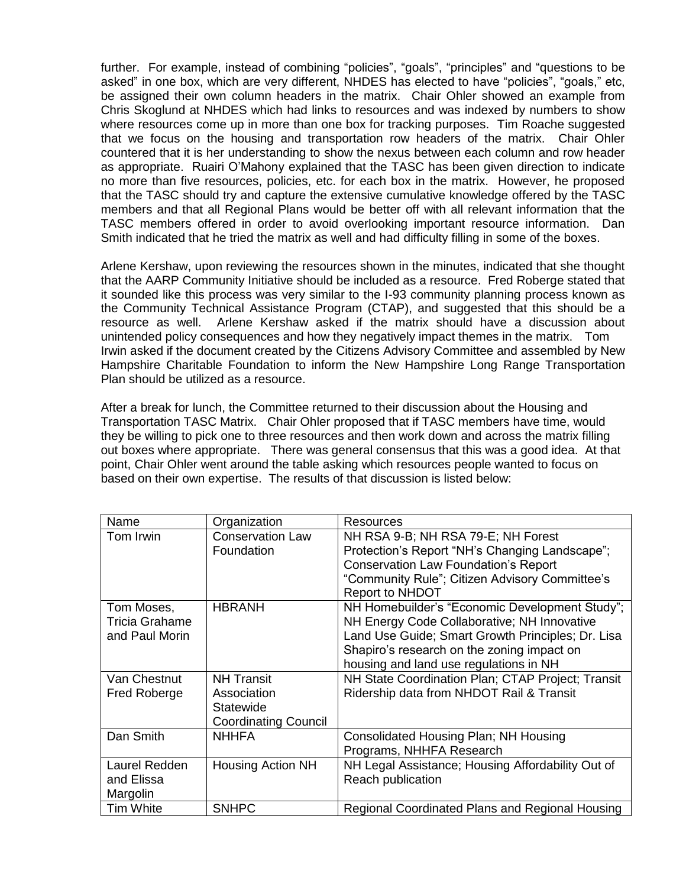further. For example, instead of combining "policies", "goals", "principles" and "questions to be asked" in one box, which are very different, NHDES has elected to have "policies", "goals," etc, be assigned their own column headers in the matrix. Chair Ohler showed an example from Chris Skoglund at NHDES which had links to resources and was indexed by numbers to show where resources come up in more than one box for tracking purposes. Tim Roache suggested that we focus on the housing and transportation row headers of the matrix. Chair Ohler countered that it is her understanding to show the nexus between each column and row header as appropriate. Ruairi O'Mahony explained that the TASC has been given direction to indicate no more than five resources, policies, etc. for each box in the matrix. However, he proposed that the TASC should try and capture the extensive cumulative knowledge offered by the TASC members and that all Regional Plans would be better off with all relevant information that the TASC members offered in order to avoid overlooking important resource information. Dan Smith indicated that he tried the matrix as well and had difficulty filling in some of the boxes.

Arlene Kershaw, upon reviewing the resources shown in the minutes, indicated that she thought that the AARP Community Initiative should be included as a resource. Fred Roberge stated that it sounded like this process was very similar to the I-93 community planning process known as the Community Technical Assistance Program (CTAP), and suggested that this should be a resource as well. Arlene Kershaw asked if the matrix should have a discussion about unintended policy consequences and how they negatively impact themes in the matrix. Tom Irwin asked if the document created by the Citizens Advisory Committee and assembled by New Hampshire Charitable Foundation to inform the New Hampshire Long Range Transportation Plan should be utilized as a resource.

After a break for lunch, the Committee returned to their discussion about the Housing and Transportation TASC Matrix. Chair Ohler proposed that if TASC members have time, would they be willing to pick one to three resources and then work down and across the matrix filling out boxes where appropriate. There was general consensus that this was a good idea. At that point, Chair Ohler went around the table asking which resources people wanted to focus on based on their own expertise. The results of that discussion is listed below:

| Name | Organization | Resources |
|---|---|---|
| Tom Irwin | Conservation Law Foundation | NH RSA 9-B; NH RSA 79-E; NH Forest Protection's Report "NH's Changing Landscape"; Conservation Law Foundation's Report "Community Rule"; Citizen Advisory Committee's Report to NHDOT |
| Tom Moses, Tricia Grahame and Paul Morin | HBRANH | NH Homebuilder's "Economic Development Study"; NH Energy Code Collaborative; NH Innovative Land Use Guide; Smart Growth Principles; Dr. Lisa Shapiro's research on the zoning impact on housing and land use regulations in NH |
| Van Chestnut Fred Roberge | NH Transit Association Statewide Coordinating Council | NH State Coordination Plan; CTAP Project; Transit Ridership data from NHDOT Rail & Transit |
| Dan Smith | NHHFA | Consolidated Housing Plan; NH Housing Programs, NHHFA Research |
| Laurel Redden and Elissa Margolin | Housing Action NH | NH Legal Assistance; Housing Affordability Out of Reach publication |
| Tim White | SNHPC | Regional Coordinated Plans and Regional Housing |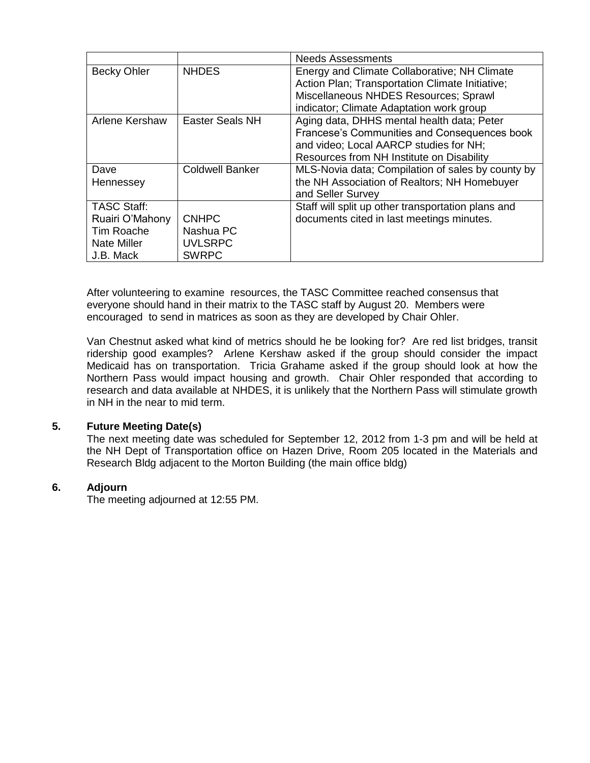| | | |
|---|---|---|
| | | Needs Assessments |
| Becky Ohler | NHDES | Energy and Climate Collaborative; NH Climate Action Plan; Transportation Climate Initiative; Miscellaneous NHDES Resources; Sprawl indicator; Climate Adaptation work group |
| Arlene Kershaw | Easter Seals NH | Aging data, DHHS mental health data; Peter Francese's Communities and Consequences book and video; Local AARCP studies for NH; Resources from NH Institute on Disability |
| Dave Hennessey | Coldwell Banker | MLS-Novia data; Compilation of sales by county by the NH Association of Realtors; NH Homebuyer and Seller Survey |
| TASC Staff:<br>Ruairi O'Mahony<br>Tim Roache<br>Nate Miller<br>J.B. Mack | <br>CNHPC<br>Nashua PC<br>UVLSRPC<br>SWRPC | Staff will split up other transportation plans and documents cited in last meetings minutes. |

After volunteering to examine resources, the TASC Committee reached consensus that everyone should hand in their matrix to the TASC staff by August 20. Members were encouraged to send in matrices as soon as they are developed by Chair Ohler.

Van Chestnut asked what kind of metrics should he be looking for? Are red list bridges, transit ridership good examples? Arlene Kershaw asked if the group should consider the impact Medicaid has on transportation. Tricia Grahame asked if the group should look at how the Northern Pass would impact housing and growth. Chair Ohler responded that according to research and data available at NHDES, it is unlikely that the Northern Pass will stimulate growth in NH in the near to mid term.

**5. Future Meeting Date(s)**

The next meeting date was scheduled for September 12, 2012 from 1-3 pm and will be held at the NH Dept of Transportation office on Hazen Drive, Room 205 located in the Materials and Research Bldg adjacent to the Morton Building (the main office bldg)

**6. Adjourn**

The meeting adjourned at 12:55 PM.